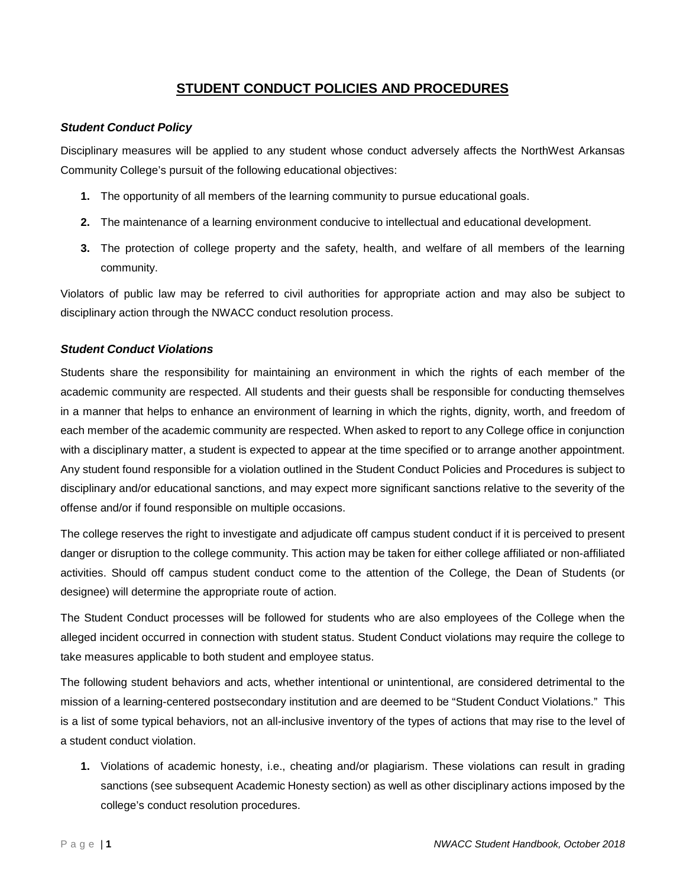# STUDENT CONDUCT POLICIES AND PROCEDURES

### *Student Conduct Policy*

Disciplinary measures will be applied to any student whose conduct adversely affects the NorthWest Arkansas Community College's pursuit of the following educational objectives:

1. The opportunity of all members of the learning community to pursue educational goals.
2. The maintenance of a learning environment conducive to intellectual and educational development.
3. The protection of college property and the safety, health, and welfare of all members of the learning community.

Violators of public law may be referred to civil authorities for appropriate action and may also be subject to disciplinary action through the NWACC conduct resolution process.

### *Student Conduct Violations*

Students share the responsibility for maintaining an environment in which the rights of each member of the academic community are respected. All students and their guests shall be responsible for conducting themselves in a manner that helps to enhance an environment of learning in which the rights, dignity, worth, and freedom of each member of the academic community are respected. When asked to report to any College office in conjunction with a disciplinary matter, a student is expected to appear at the time specified or to arrange another appointment. Any student found responsible for a violation outlined in the Student Conduct Policies and Procedures is subject to disciplinary and/or educational sanctions, and may expect more significant sanctions relative to the severity of the offense and/or if found responsible on multiple occasions.

The college reserves the right to investigate and adjudicate off campus student conduct if it is perceived to present danger or disruption to the college community. This action may be taken for either college affiliated or non-affiliated activities. Should off campus student conduct come to the attention of the College, the Dean of Students (or designee) will determine the appropriate route of action.

The Student Conduct processes will be followed for students who are also employees of the College when the alleged incident occurred in connection with student status. Student Conduct violations may require the college to take measures applicable to both student and employee status.

The following student behaviors and acts, whether intentional or unintentional, are considered detrimental to the mission of a learning-centered postsecondary institution and are deemed to be "Student Conduct Violations." This is a list of some typical behaviors, not an all-inclusive inventory of the types of actions that may rise to the level of a student conduct violation.

1. Violations of academic honesty, i.e., cheating and/or plagiarism. These violations can result in grading sanctions (see subsequent Academic Honesty section) as well as other disciplinary actions imposed by the college's conduct resolution procedures.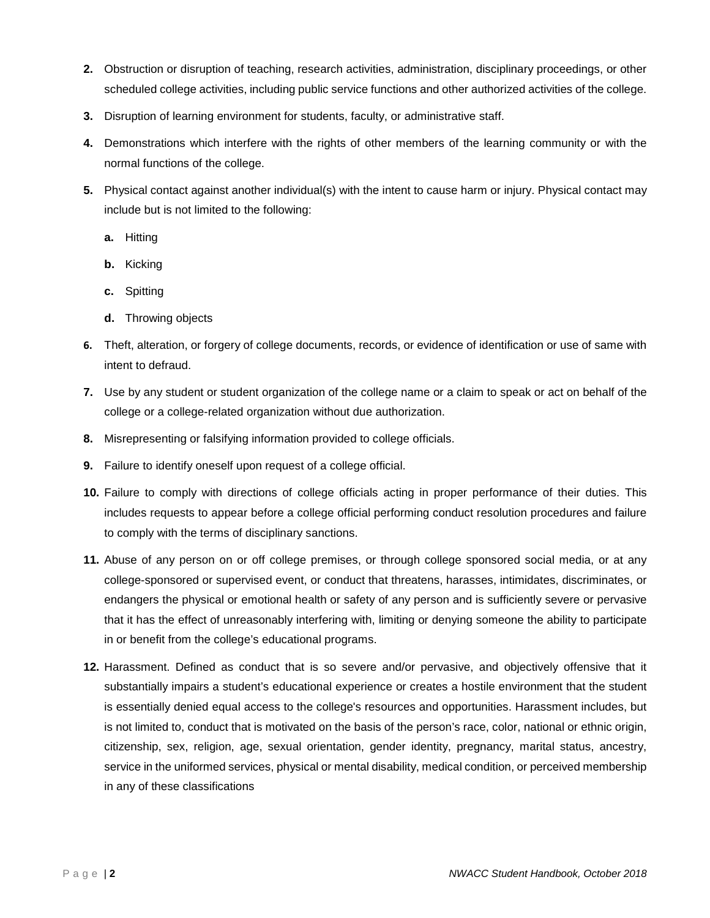2. Obstruction or disruption of teaching, research activities, administration, disciplinary proceedings, or other scheduled college activities, including public service functions and other authorized activities of the college.
3. Disruption of learning environment for students, faculty, or administrative staff.
4. Demonstrations which interfere with the rights of other members of the learning community or with the normal functions of the college.
5. Physical contact against another individual(s) with the intent to cause harm or injury. Physical contact may include but is not limited to the following:
    a. Hitting
    b. Kicking
    c. Spitting
    d. Throwing objects
6. Theft, alteration, or forgery of college documents, records, or evidence of identification or use of same with intent to defraud.
7. Use by any student or student organization of the college name or a claim to speak or act on behalf of the college or a college-related organization without due authorization.
8. Misrepresenting or falsifying information provided to college officials.
9. Failure to identify oneself upon request of a college official.
10. Failure to comply with directions of college officials acting in proper performance of their duties. This includes requests to appear before a college official performing conduct resolution procedures and failure to comply with the terms of disciplinary sanctions.
11. Abuse of any person on or off college premises, or through college sponsored social media, or at any college-sponsored or supervised event, or conduct that threatens, harasses, intimidates, discriminates, or endangers the physical or emotional health or safety of any person and is sufficiently severe or pervasive that it has the effect of unreasonably interfering with, limiting or denying someone the ability to participate in or benefit from the college's educational programs.
12. Harassment. Defined as conduct that is so severe and/or pervasive, and objectively offensive that it substantially impairs a student's educational experience or creates a hostile environment that the student is essentially denied equal access to the college's resources and opportunities. Harassment includes, but is not limited to, conduct that is motivated on the basis of the person's race, color, national or ethnic origin, citizenship, sex, religion, age, sexual orientation, gender identity, pregnancy, marital status, ancestry, service in the uniformed services, physical or mental disability, medical condition, or perceived membership in any of these classifications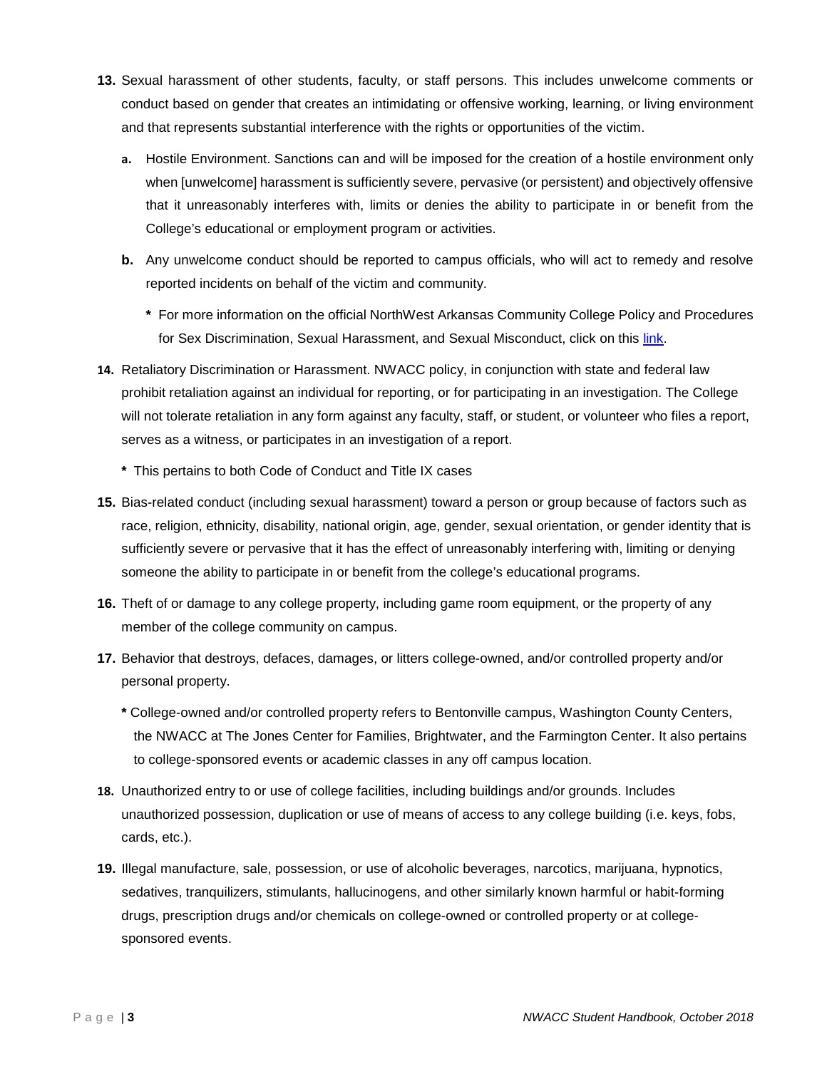13. Sexual harassment of other students, faculty, or staff persons. This includes unwelcome comments or conduct based on gender that creates an intimidating or offensive working, learning, or living environment and that represents substantial interference with the rights or opportunities of the victim.

    a. Hostile Environment. Sanctions can and will be imposed for the creation of a hostile environment only when [unwelcome] harassment is sufficiently severe, pervasive (or persistent) and objectively offensive that it unreasonably interferes with, limits or denies the ability to participate in or benefit from the College's educational or employment program or activities.

    b. Any unwelcome conduct should be reported to campus officials, who will act to remedy and resolve reported incidents on behalf of the victim and community.

       * For more information on the official NorthWest Arkansas Community College Policy and Procedures for Sex Discrimination, Sexual Harassment, and Sexual Misconduct, click on this link.

14. Retaliatory Discrimination or Harassment. NWACC policy, in conjunction with state and federal law prohibit retaliation against an individual for reporting, or for participating in an investigation. The College will not tolerate retaliation in any form against any faculty, staff, or student, or volunteer who files a report, serves as a witness, or participates in an investigation of a report.

    * This pertains to both Code of Conduct and Title IX cases

15. Bias-related conduct (including sexual harassment) toward a person or group because of factors such as race, religion, ethnicity, disability, national origin, age, gender, sexual orientation, or gender identity that is sufficiently severe or pervasive that it has the effect of unreasonably interfering with, limiting or denying someone the ability to participate in or benefit from the college's educational programs.

16. Theft of or damage to any college property, including game room equipment, or the property of any member of the college community on campus.

17. Behavior that destroys, defaces, damages, or litters college-owned, and/or controlled property and/or personal property.

    * College-owned and/or controlled property refers to Bentonville campus, Washington County Centers, the NWACC at The Jones Center for Families, Brightwater, and the Farmington Center. It also pertains to college-sponsored events or academic classes in any off campus location.

18. Unauthorized entry to or use of college facilities, including buildings and/or grounds. Includes unauthorized possession, duplication or use of means of access to any college building (i.e. keys, fobs, cards, etc.).

19. Illegal manufacture, sale, possession, or use of alcoholic beverages, narcotics, marijuana, hypnotics, sedatives, tranquilizers, stimulants, hallucinogens, and other similarly known harmful or habit-forming drugs, prescription drugs and/or chemicals on college-owned or controlled property or at college-sponsored events.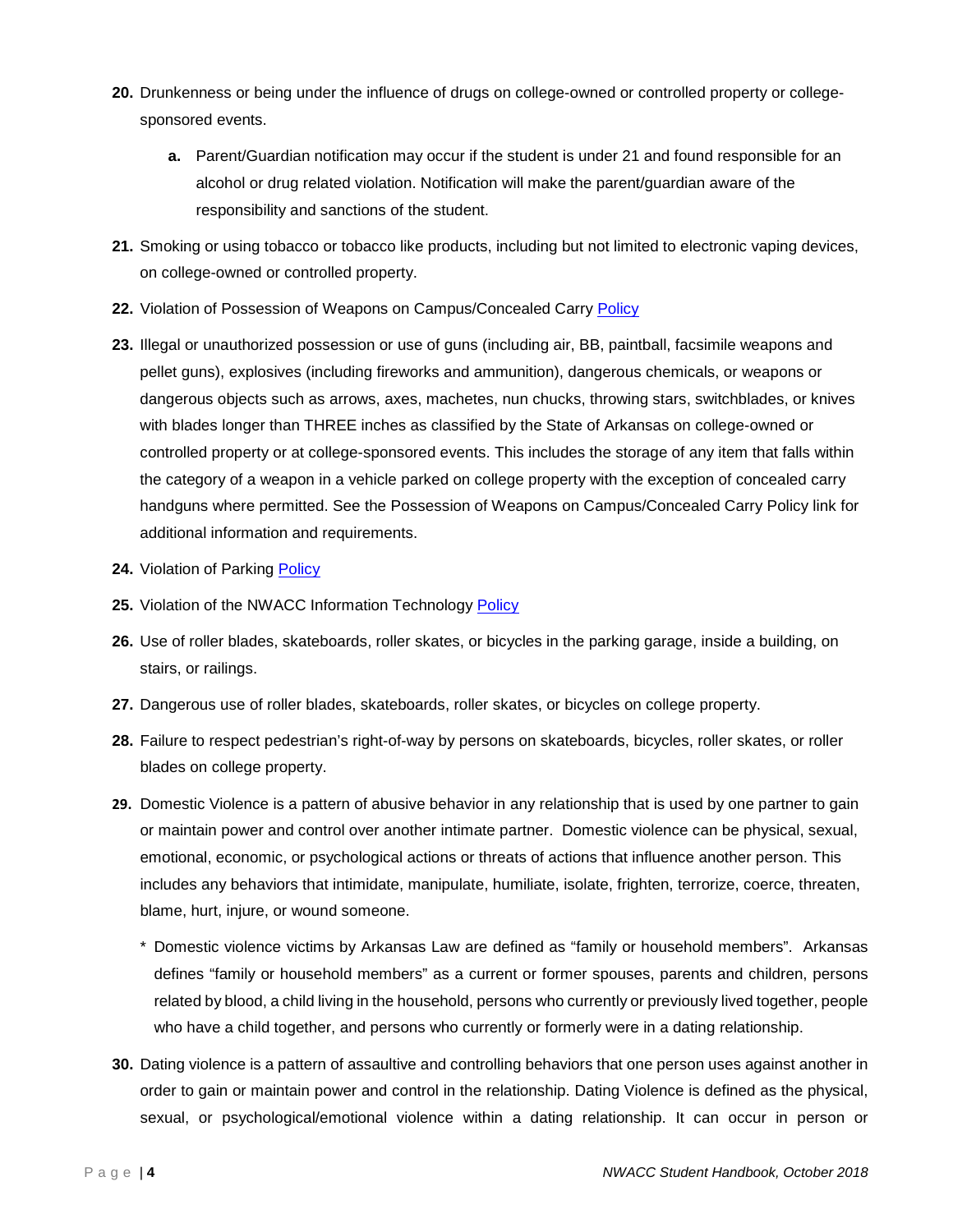**20.** Drunkenness or being under the influence of drugs on college-owned or controlled property or college-sponsored events.

   **a.** Parent/Guardian notification may occur if the student is under 21 and found responsible for an alcohol or drug related violation. Notification will make the parent/guardian aware of the responsibility and sanctions of the student.

**21.** Smoking or using tobacco or tobacco like products, including but not limited to electronic vaping devices, on college-owned or controlled property.

**22.** Violation of Possession of Weapons on Campus/Concealed Carry Policy

**23.** Illegal or unauthorized possession or use of guns (including air, BB, paintball, facsimile weapons and pellet guns), explosives (including fireworks and ammunition), dangerous chemicals, or weapons or dangerous objects such as arrows, axes, machetes, nun chucks, throwing stars, switchblades, or knives with blades longer than THREE inches as classified by the State of Arkansas on college-owned or controlled property or at college-sponsored events. This includes the storage of any item that falls within the category of a weapon in a vehicle parked on college property with the exception of concealed carry handguns where permitted. See the Possession of Weapons on Campus/Concealed Carry Policy link for additional information and requirements.

**24.** Violation of Parking Policy

**25.** Violation of the NWACC Information Technology Policy

**26.** Use of roller blades, skateboards, roller skates, or bicycles in the parking garage, inside a building, on stairs, or railings.

**27.** Dangerous use of roller blades, skateboards, roller skates, or bicycles on college property.

**28.** Failure to respect pedestrian's right-of-way by persons on skateboards, bicycles, roller skates, or roller blades on college property.

**29.** Domestic Violence is a pattern of abusive behavior in any relationship that is used by one partner to gain or maintain power and control over another intimate partner. Domestic violence can be physical, sexual, emotional, economic, or psychological actions or threats of actions that influence another person. This includes any behaviors that intimidate, manipulate, humiliate, isolate, frighten, terrorize, coerce, threaten, blame, hurt, injure, or wound someone.

   * Domestic violence victims by Arkansas Law are defined as "family or household members". Arkansas defines "family or household members" as a current or former spouses, parents and children, persons related by blood, a child living in the household, persons who currently or previously lived together, people who have a child together, and persons who currently or formerly were in a dating relationship.

**30.** Dating violence is a pattern of assaultive and controlling behaviors that one person uses against another in order to gain or maintain power and control in the relationship. Dating Violence is defined as the physical, sexual, or psychological/emotional violence within a dating relationship. It can occur in person or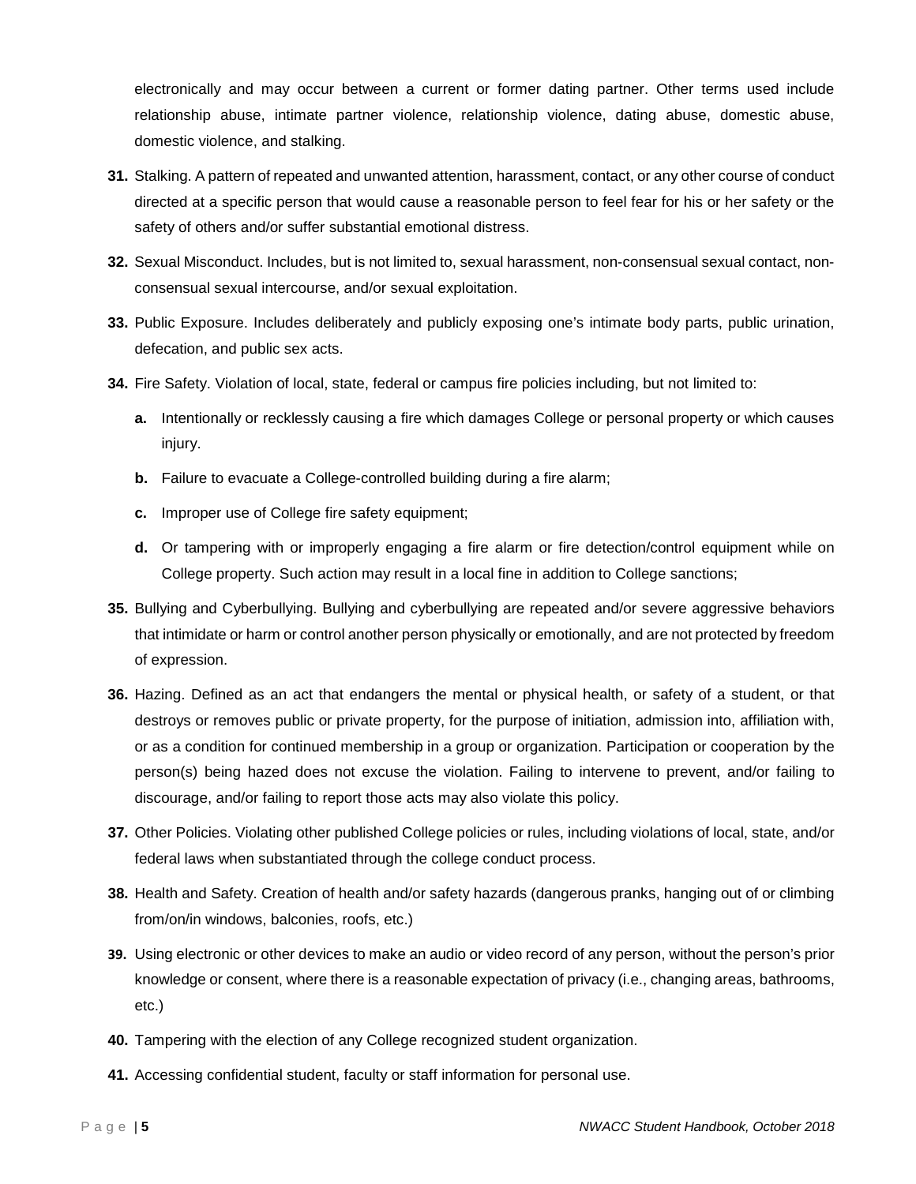electronically and may occur between a current or former dating partner. Other terms used include relationship abuse, intimate partner violence, relationship violence, dating abuse, domestic abuse, domestic violence, and stalking.

31. Stalking. A pattern of repeated and unwanted attention, harassment, contact, or any other course of conduct directed at a specific person that would cause a reasonable person to feel fear for his or her safety or the safety of others and/or suffer substantial emotional distress.
32. Sexual Misconduct. Includes, but is not limited to, sexual harassment, non-consensual sexual contact, non-consensual sexual intercourse, and/or sexual exploitation.
33. Public Exposure. Includes deliberately and publicly exposing one's intimate body parts, public urination, defecation, and public sex acts.
34. Fire Safety. Violation of local, state, federal or campus fire policies including, but not limited to:
    - **a.** Intentionally or recklessly causing a fire which damages College or personal property or which causes injury.
    - **b.** Failure to evacuate a College-controlled building during a fire alarm;
    - **c.** Improper use of College fire safety equipment;
    - **d.** Or tampering with or improperly engaging a fire alarm or fire detection/control equipment while on College property. Such action may result in a local fine in addition to College sanctions;
35. Bullying and Cyberbullying. Bullying and cyberbullying are repeated and/or severe aggressive behaviors that intimidate or harm or control another person physically or emotionally, and are not protected by freedom of expression.
36. Hazing. Defined as an act that endangers the mental or physical health, or safety of a student, or that destroys or removes public or private property, for the purpose of initiation, admission into, affiliation with, or as a condition for continued membership in a group or organization. Participation or cooperation by the person(s) being hazed does not excuse the violation. Failing to intervene to prevent, and/or failing to discourage, and/or failing to report those acts may also violate this policy.
37. Other Policies. Violating other published College policies or rules, including violations of local, state, and/or federal laws when substantiated through the college conduct process.
38. Health and Safety. Creation of health and/or safety hazards (dangerous pranks, hanging out of or climbing from/on/in windows, balconies, roofs, etc.)
39. Using electronic or other devices to make an audio or video record of any person, without the person's prior knowledge or consent, where there is a reasonable expectation of privacy (i.e., changing areas, bathrooms, etc.)
40. Tampering with the election of any College recognized student organization.
41. Accessing confidential student, faculty or staff information for personal use.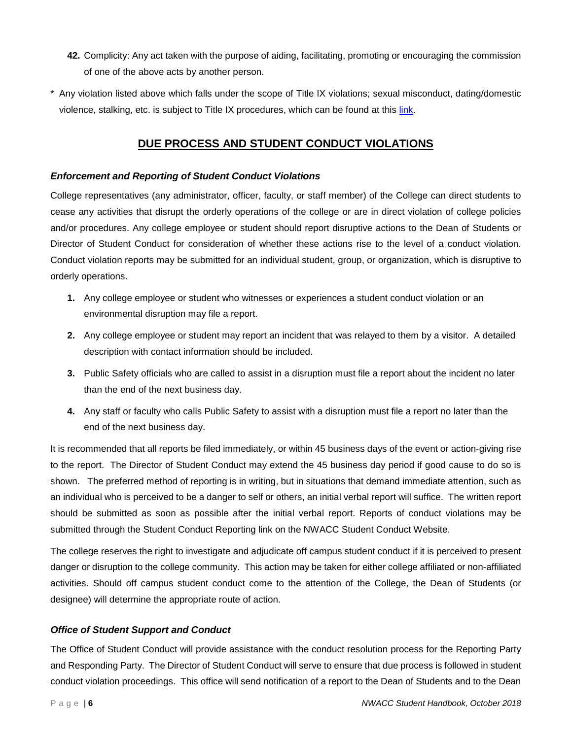42. Complicity: Any act taken with the purpose of aiding, facilitating, promoting or encouraging the commission of one of the above acts by another person.

\* Any violation listed above which falls under the scope of Title IX violations; sexual misconduct, dating/domestic violence, stalking, etc. is subject to Title IX procedures, which can be found at this link.

## DUE PROCESS AND STUDENT CONDUCT VIOLATIONS

### *Enforcement and Reporting of Student Conduct Violations*

College representatives (any administrator, officer, faculty, or staff member) of the College can direct students to cease any activities that disrupt the orderly operations of the college or are in direct violation of college policies and/or procedures. Any college employee or student should report disruptive actions to the Dean of Students or Director of Student Conduct for consideration of whether these actions rise to the level of a conduct violation. Conduct violation reports may be submitted for an individual student, group, or organization, which is disruptive to orderly operations.

1. Any college employee or student who witnesses or experiences a student conduct violation or an environmental disruption may file a report.
2. Any college employee or student may report an incident that was relayed to them by a visitor. A detailed description with contact information should be included.
3. Public Safety officials who are called to assist in a disruption must file a report about the incident no later than the end of the next business day.
4. Any staff or faculty who calls Public Safety to assist with a disruption must file a report no later than the end of the next business day.

It is recommended that all reports be filed immediately, or within 45 business days of the event or action-giving rise to the report. The Director of Student Conduct may extend the 45 business day period if good cause to do so is shown. The preferred method of reporting is in writing, but in situations that demand immediate attention, such as an individual who is perceived to be a danger to self or others, an initial verbal report will suffice. The written report should be submitted as soon as possible after the initial verbal report. Reports of conduct violations may be submitted through the Student Conduct Reporting link on the NWACC Student Conduct Website.

The college reserves the right to investigate and adjudicate off campus student conduct if it is perceived to present danger or disruption to the college community. This action may be taken for either college affiliated or non-affiliated activities. Should off campus student conduct come to the attention of the College, the Dean of Students (or designee) will determine the appropriate route of action.

### *Office of Student Support and Conduct*

The Office of Student Conduct will provide assistance with the conduct resolution process for the Reporting Party and Responding Party. The Director of Student Conduct will serve to ensure that due process is followed in student conduct violation proceedings. This office will send notification of a report to the Dean of Students and to the Dean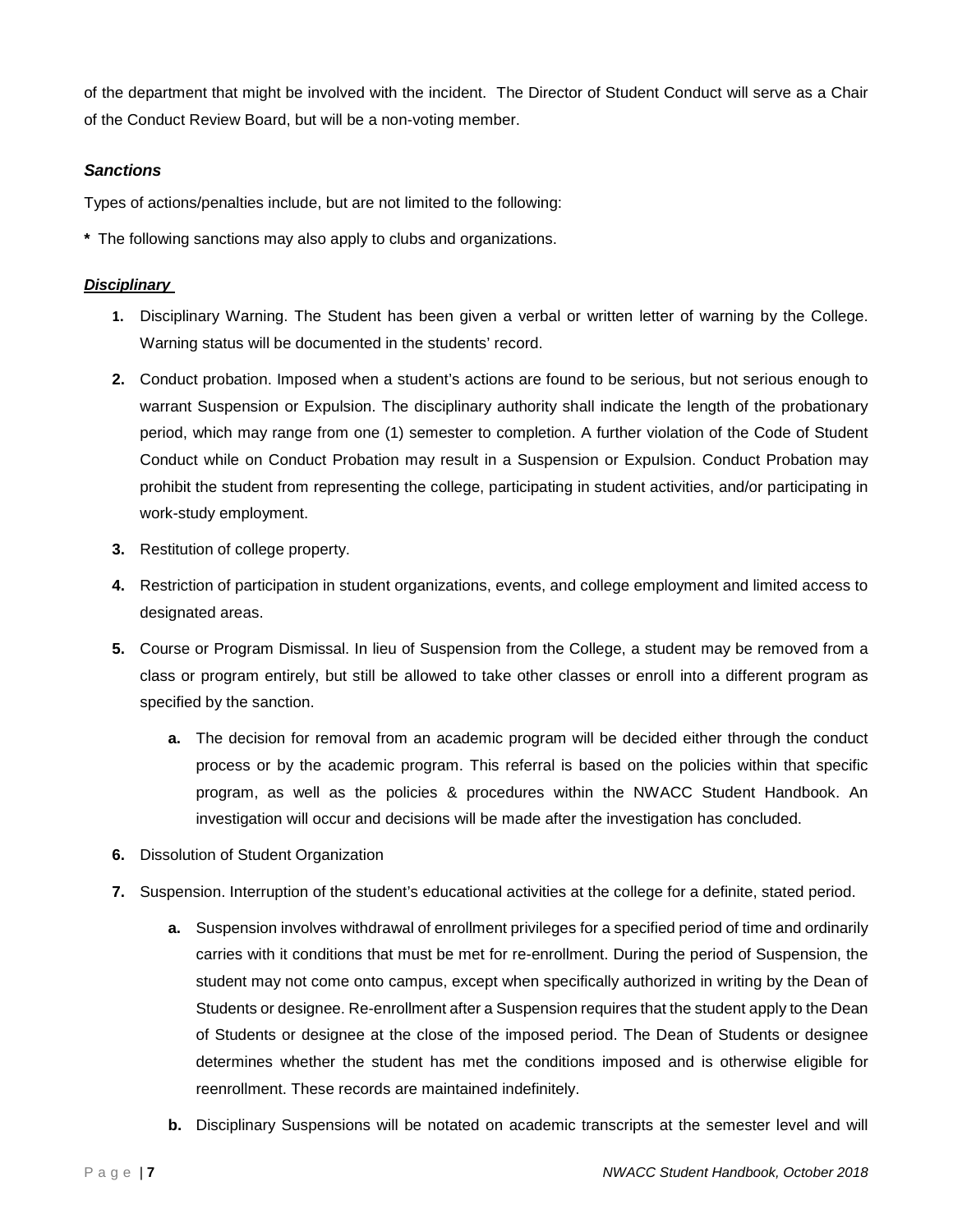of the department that might be involved with the incident. The Director of Student Conduct will serve as a Chair of the Conduct Review Board, but will be a non-voting member.

### *Sanctions*

Types of actions/penalties include, but are not limited to the following:

**\*** The following sanctions may also apply to clubs and organizations.

***Disciplinary***

1. Disciplinary Warning. The Student has been given a verbal or written letter of warning by the College. Warning status will be documented in the students' record.
2. Conduct probation. Imposed when a student's actions are found to be serious, but not serious enough to warrant Suspension or Expulsion. The disciplinary authority shall indicate the length of the probationary period, which may range from one (1) semester to completion. A further violation of the Code of Student Conduct while on Conduct Probation may result in a Suspension or Expulsion. Conduct Probation may prohibit the student from representing the college, participating in student activities, and/or participating in work-study employment.
3. Restitution of college property.
4. Restriction of participation in student organizations, events, and college employment and limited access to designated areas.
5. Course or Program Dismissal. In lieu of Suspension from the College, a student may be removed from a class or program entirely, but still be allowed to take other classes or enroll into a different program as specified by the sanction.
   - **a.** The decision for removal from an academic program will be decided either through the conduct process or by the academic program. This referral is based on the policies within that specific program, as well as the policies & procedures within the NWACC Student Handbook. An investigation will occur and decisions will be made after the investigation has concluded.
6. Dissolution of Student Organization
7. Suspension. Interruption of the student's educational activities at the college for a definite, stated period.
   - **a.** Suspension involves withdrawal of enrollment privileges for a specified period of time and ordinarily carries with it conditions that must be met for re-enrollment. During the period of Suspension, the student may not come onto campus, except when specifically authorized in writing by the Dean of Students or designee. Re-enrollment after a Suspension requires that the student apply to the Dean of Students or designee at the close of the imposed period. The Dean of Students or designee determines whether the student has met the conditions imposed and is otherwise eligible for reenrollment. These records are maintained indefinitely.
   - **b.** Disciplinary Suspensions will be notated on academic transcripts at the semester level and will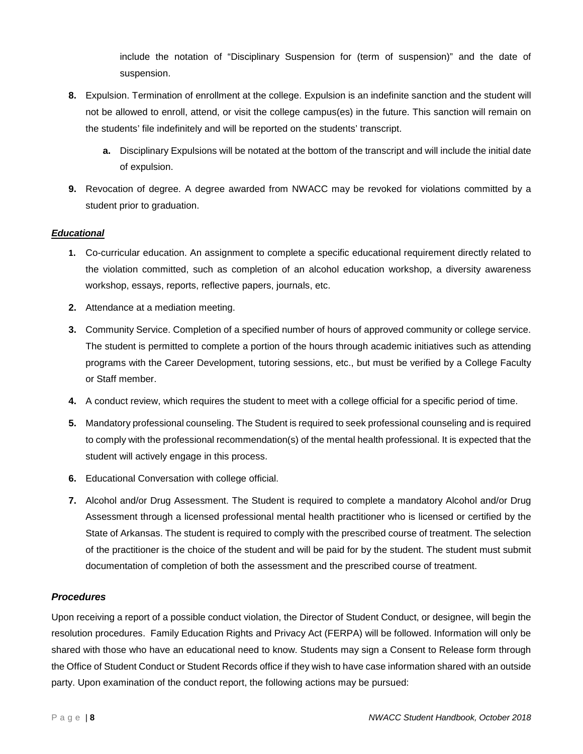include the notation of "Disciplinary Suspension for (term of suspension)" and the date of suspension.

8. Expulsion. Termination of enrollment at the college. Expulsion is an indefinite sanction and the student will not be allowed to enroll, attend, or visit the college campus(es) in the future. This sanction will remain on the students' file indefinitely and will be reported on the students' transcript.
   a. Disciplinary Expulsions will be notated at the bottom of the transcript and will include the initial date of expulsion.
9. Revocation of degree. A degree awarded from NWACC may be revoked for violations committed by a student prior to graduation.

***Educational***

1. Co-curricular education. An assignment to complete a specific educational requirement directly related to the violation committed, such as completion of an alcohol education workshop, a diversity awareness workshop, essays, reports, reflective papers, journals, etc.
2. Attendance at a mediation meeting.
3. Community Service. Completion of a specified number of hours of approved community or college service. The student is permitted to complete a portion of the hours through academic initiatives such as attending programs with the Career Development, tutoring sessions, etc., but must be verified by a College Faculty or Staff member.
4. A conduct review, which requires the student to meet with a college official for a specific period of time.
5. Mandatory professional counseling. The Student is required to seek professional counseling and is required to comply with the professional recommendation(s) of the mental health professional. It is expected that the student will actively engage in this process.
6. Educational Conversation with college official.
7. Alcohol and/or Drug Assessment. The Student is required to complete a mandatory Alcohol and/or Drug Assessment through a licensed professional mental health practitioner who is licensed or certified by the State of Arkansas. The student is required to comply with the prescribed course of treatment. The selection of the practitioner is the choice of the student and will be paid for by the student. The student must submit documentation of completion of both the assessment and the prescribed course of treatment.

### *Procedures*

Upon receiving a report of a possible conduct violation, the Director of Student Conduct, or designee, will begin the resolution procedures. Family Education Rights and Privacy Act (FERPA) will be followed. Information will only be shared with those who have an educational need to know. Students may sign a Consent to Release form through the Office of Student Conduct or Student Records office if they wish to have case information shared with an outside party. Upon examination of the conduct report, the following actions may be pursued: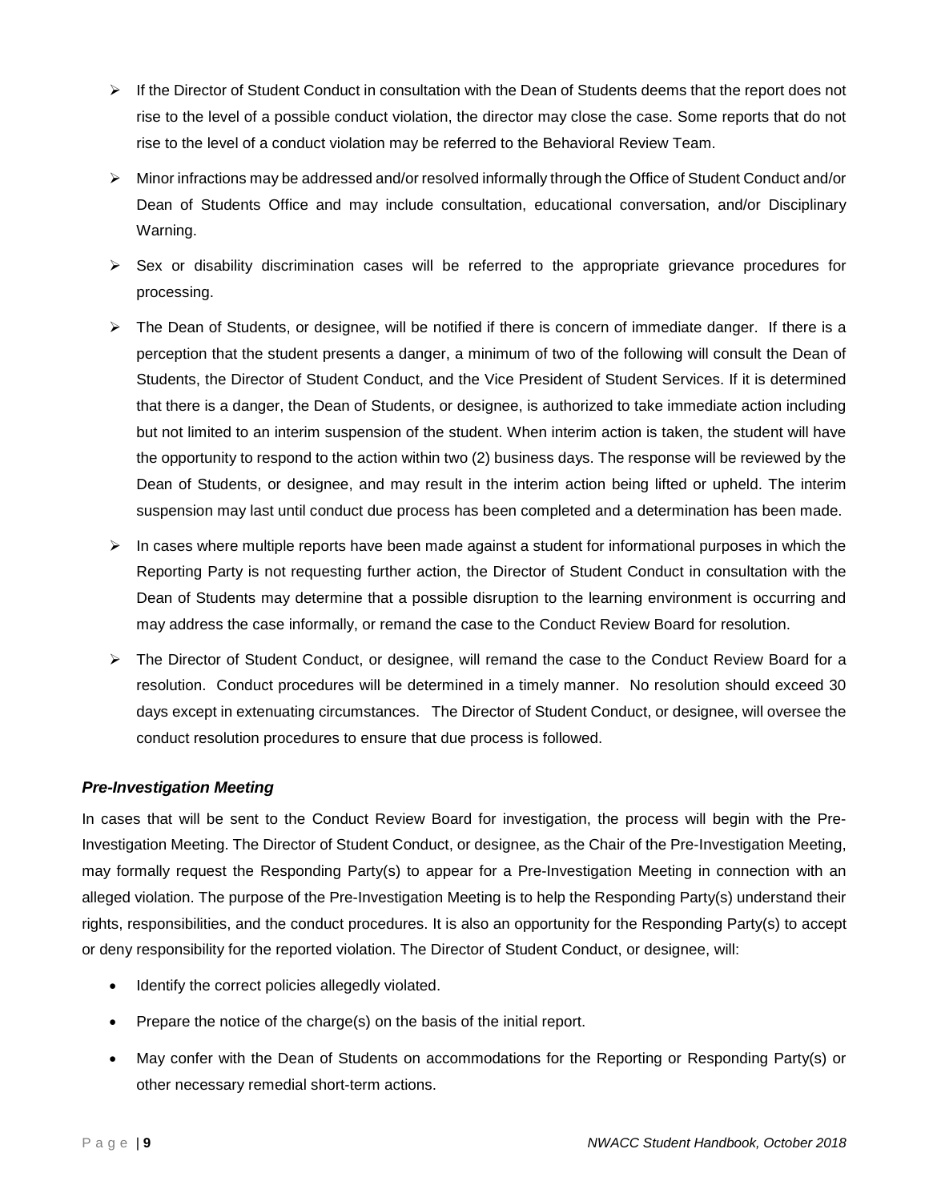- If the Director of Student Conduct in consultation with the Dean of Students deems that the report does not rise to the level of a possible conduct violation, the director may close the case. Some reports that do not rise to the level of a conduct violation may be referred to the Behavioral Review Team.
- Minor infractions may be addressed and/or resolved informally through the Office of Student Conduct and/or Dean of Students Office and may include consultation, educational conversation, and/or Disciplinary Warning.
- Sex or disability discrimination cases will be referred to the appropriate grievance procedures for processing.
- The Dean of Students, or designee, will be notified if there is concern of immediate danger. If there is a perception that the student presents a danger, a minimum of two of the following will consult the Dean of Students, the Director of Student Conduct, and the Vice President of Student Services. If it is determined that there is a danger, the Dean of Students, or designee, is authorized to take immediate action including but not limited to an interim suspension of the student. When interim action is taken, the student will have the opportunity to respond to the action within two (2) business days. The response will be reviewed by the Dean of Students, or designee, and may result in the interim action being lifted or upheld. The interim suspension may last until conduct due process has been completed and a determination has been made.
- In cases where multiple reports have been made against a student for informational purposes in which the Reporting Party is not requesting further action, the Director of Student Conduct in consultation with the Dean of Students may determine that a possible disruption to the learning environment is occurring and may address the case informally, or remand the case to the Conduct Review Board for resolution.
- The Director of Student Conduct, or designee, will remand the case to the Conduct Review Board for a resolution. Conduct procedures will be determined in a timely manner. No resolution should exceed 30 days except in extenuating circumstances. The Director of Student Conduct, or designee, will oversee the conduct resolution procedures to ensure that due process is followed.

### *Pre-Investigation Meeting*

In cases that will be sent to the Conduct Review Board for investigation, the process will begin with the Pre-Investigation Meeting. The Director of Student Conduct, or designee, as the Chair of the Pre-Investigation Meeting, may formally request the Responding Party(s) to appear for a Pre-Investigation Meeting in connection with an alleged violation. The purpose of the Pre-Investigation Meeting is to help the Responding Party(s) understand their rights, responsibilities, and the conduct procedures. It is also an opportunity for the Responding Party(s) to accept or deny responsibility for the reported violation. The Director of Student Conduct, or designee, will:

- Identify the correct policies allegedly violated.
- Prepare the notice of the charge(s) on the basis of the initial report.
- May confer with the Dean of Students on accommodations for the Reporting or Responding Party(s) or other necessary remedial short-term actions.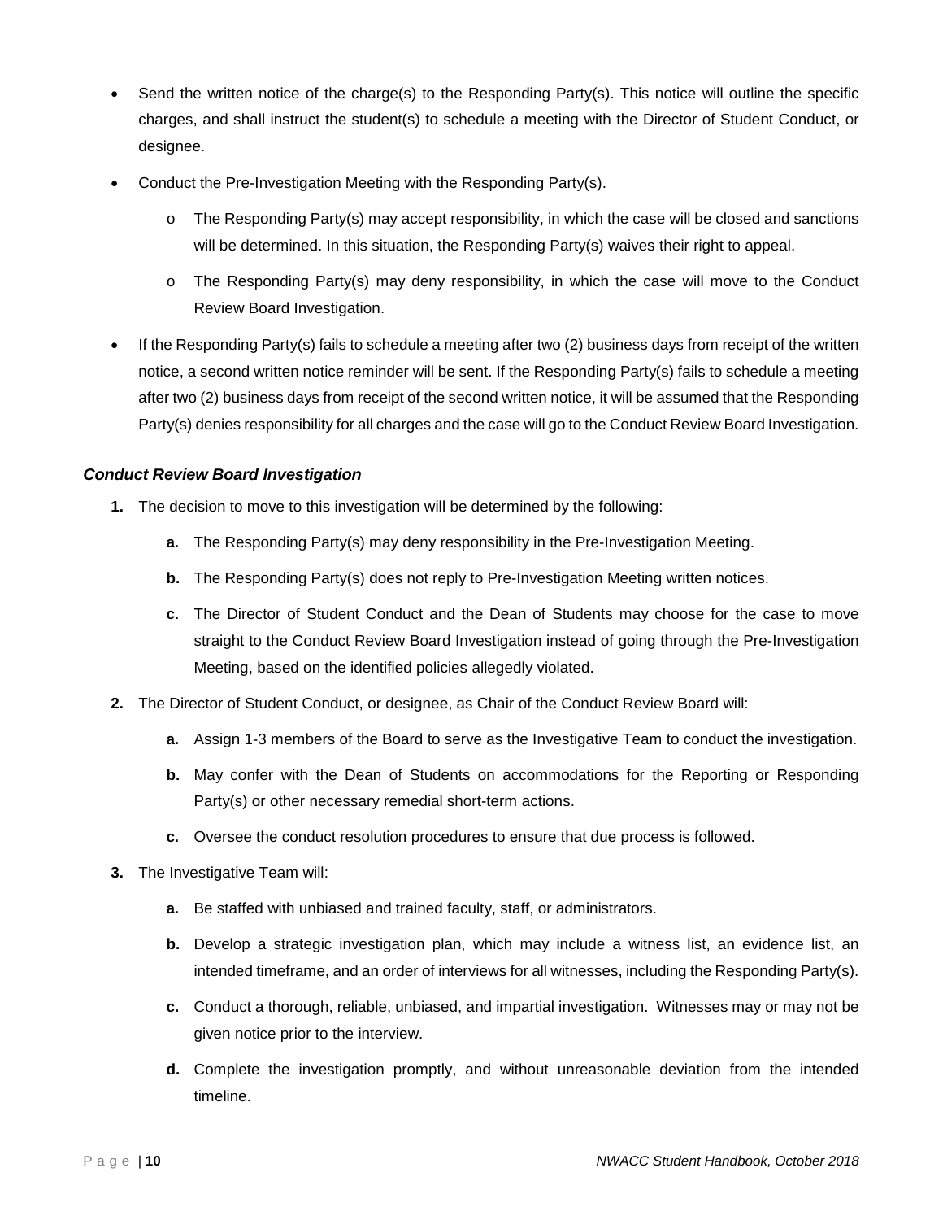- Send the written notice of the charge(s) to the Responding Party(s). This notice will outline the specific charges, and shall instruct the student(s) to schedule a meeting with the Director of Student Conduct, or designee.
- Conduct the Pre-Investigation Meeting with the Responding Party(s).
  - The Responding Party(s) may accept responsibility, in which the case will be closed and sanctions will be determined. In this situation, the Responding Party(s) waives their right to appeal.
  - The Responding Party(s) may deny responsibility, in which the case will move to the Conduct Review Board Investigation.
- If the Responding Party(s) fails to schedule a meeting after two (2) business days from receipt of the written notice, a second written notice reminder will be sent. If the Responding Party(s) fails to schedule a meeting after two (2) business days from receipt of the second written notice, it will be assumed that the Responding Party(s) denies responsibility for all charges and the case will go to the Conduct Review Board Investigation.

### *Conduct Review Board Investigation*

1. The decision to move to this investigation will be determined by the following:
   - **a.** The Responding Party(s) may deny responsibility in the Pre-Investigation Meeting.
   - **b.** The Responding Party(s) does not reply to Pre-Investigation Meeting written notices.
   - **c.** The Director of Student Conduct and the Dean of Students may choose for the case to move straight to the Conduct Review Board Investigation instead of going through the Pre-Investigation Meeting, based on the identified policies allegedly violated.
2. The Director of Student Conduct, or designee, as Chair of the Conduct Review Board will:
   - **a.** Assign 1-3 members of the Board to serve as the Investigative Team to conduct the investigation.
   - **b.** May confer with the Dean of Students on accommodations for the Reporting or Responding Party(s) or other necessary remedial short-term actions.
   - **c.** Oversee the conduct resolution procedures to ensure that due process is followed.
3. The Investigative Team will:
   - **a.** Be staffed with unbiased and trained faculty, staff, or administrators.
   - **b.** Develop a strategic investigation plan, which may include a witness list, an evidence list, an intended timeframe, and an order of interviews for all witnesses, including the Responding Party(s).
   - **c.** Conduct a thorough, reliable, unbiased, and impartial investigation. Witnesses may or may not be given notice prior to the interview.
   - **d.** Complete the investigation promptly, and without unreasonable deviation from the intended timeline.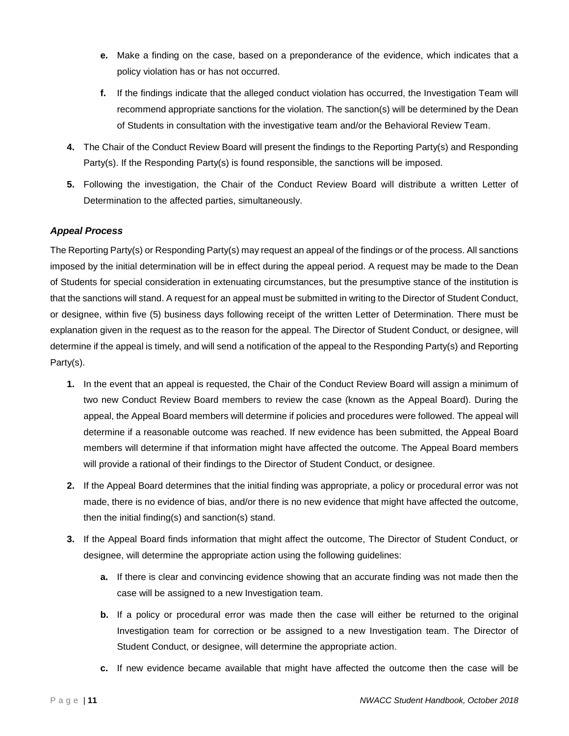e. Make a finding on the case, based on a preponderance of the evidence, which indicates that a policy violation has or has not occurred.

   f. If the findings indicate that the alleged conduct violation has occurred, the Investigation Team will recommend appropriate sanctions for the violation. The sanction(s) will be determined by the Dean of Students in consultation with the investigative team and/or the Behavioral Review Team.

4. The Chair of the Conduct Review Board will present the findings to the Reporting Party(s) and Responding Party(s). If the Responding Party(s) is found responsible, the sanctions will be imposed.

5. Following the investigation, the Chair of the Conduct Review Board will distribute a written Letter of Determination to the affected parties, simultaneously.

### *Appeal Process*

The Reporting Party(s) or Responding Party(s) may request an appeal of the findings or of the process. All sanctions imposed by the initial determination will be in effect during the appeal period. A request may be made to the Dean of Students for special consideration in extenuating circumstances, but the presumptive stance of the institution is that the sanctions will stand. A request for an appeal must be submitted in writing to the Director of Student Conduct, or designee, within five (5) business days following receipt of the written Letter of Determination. There must be explanation given in the request as to the reason for the appeal. The Director of Student Conduct, or designee, will determine if the appeal is timely, and will send a notification of the appeal to the Responding Party(s) and Reporting Party(s).

1. In the event that an appeal is requested, the Chair of the Conduct Review Board will assign a minimum of two new Conduct Review Board members to review the case (known as the Appeal Board). During the appeal, the Appeal Board members will determine if policies and procedures were followed. The appeal will determine if a reasonable outcome was reached. If new evidence has been submitted, the Appeal Board members will determine if that information might have affected the outcome. The Appeal Board members will provide a rational of their findings to the Director of Student Conduct, or designee.

2. If the Appeal Board determines that the initial finding was appropriate, a policy or procedural error was not made, there is no evidence of bias, and/or there is no new evidence that might have affected the outcome, then the initial finding(s) and sanction(s) stand.

3. If the Appeal Board finds information that might affect the outcome, The Director of Student Conduct, or designee, will determine the appropriate action using the following guidelines:

   a. If there is clear and convincing evidence showing that an accurate finding was not made then the case will be assigned to a new Investigation team.

   b. If a policy or procedural error was made then the case will either be returned to the original Investigation team for correction or be assigned to a new Investigation team. The Director of Student Conduct, or designee, will determine the appropriate action.

   c. If new evidence became available that might have affected the outcome then the case will be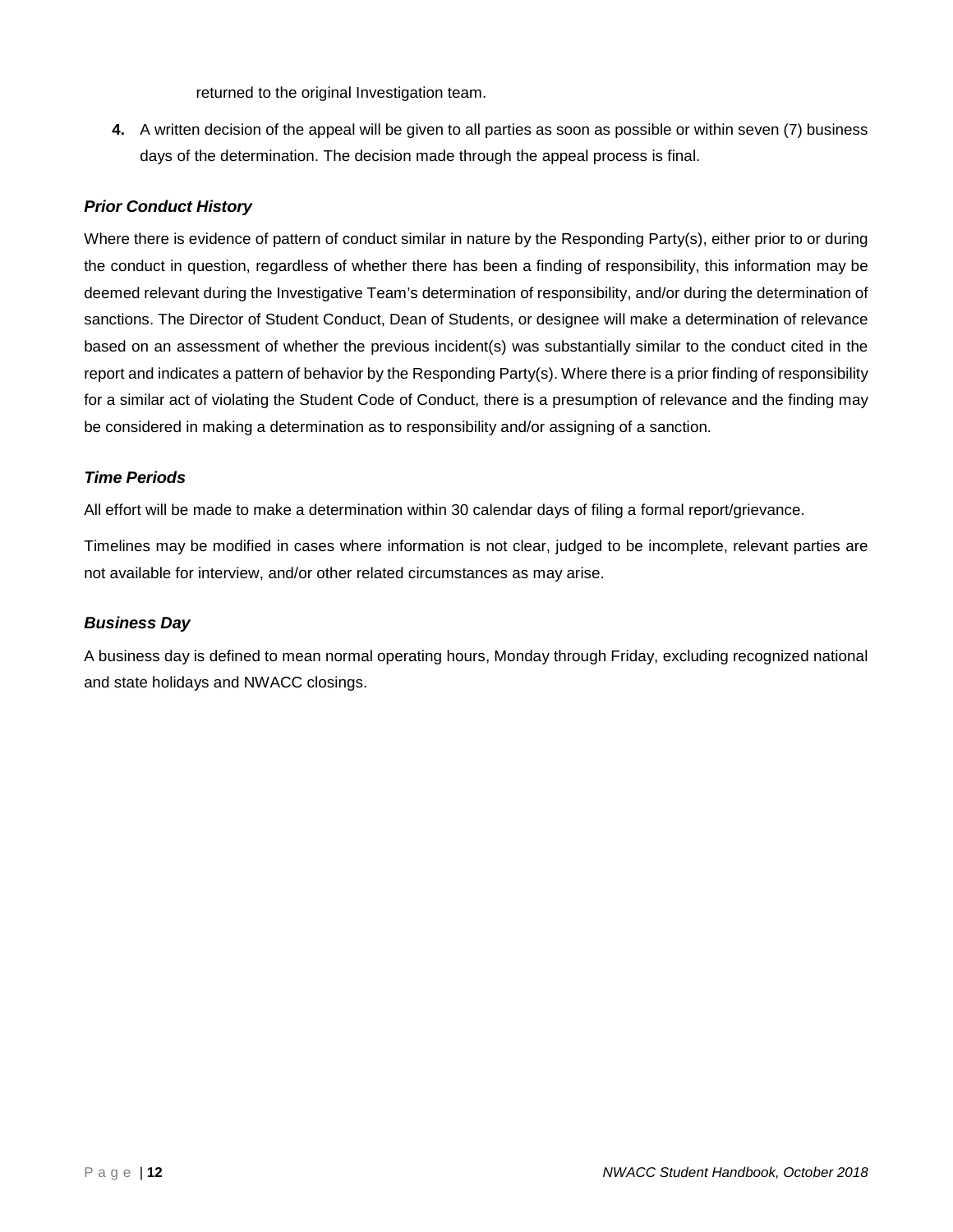returned to the original Investigation team.

4. A written decision of the appeal will be given to all parties as soon as possible or within seven (7) business days of the determination. The decision made through the appeal process is final.

### *Prior Conduct History*

Where there is evidence of pattern of conduct similar in nature by the Responding Party(s), either prior to or during the conduct in question, regardless of whether there has been a finding of responsibility, this information may be deemed relevant during the Investigative Team's determination of responsibility, and/or during the determination of sanctions. The Director of Student Conduct, Dean of Students, or designee will make a determination of relevance based on an assessment of whether the previous incident(s) was substantially similar to the conduct cited in the report and indicates a pattern of behavior by the Responding Party(s). Where there is a prior finding of responsibility for a similar act of violating the Student Code of Conduct, there is a presumption of relevance and the finding may be considered in making a determination as to responsibility and/or assigning of a sanction.

### *Time Periods*

All effort will be made to make a determination within 30 calendar days of filing a formal report/grievance.

Timelines may be modified in cases where information is not clear, judged to be incomplete, relevant parties are not available for interview, and/or other related circumstances as may arise.

### *Business Day*

A business day is defined to mean normal operating hours, Monday through Friday, excluding recognized national and state holidays and NWACC closings.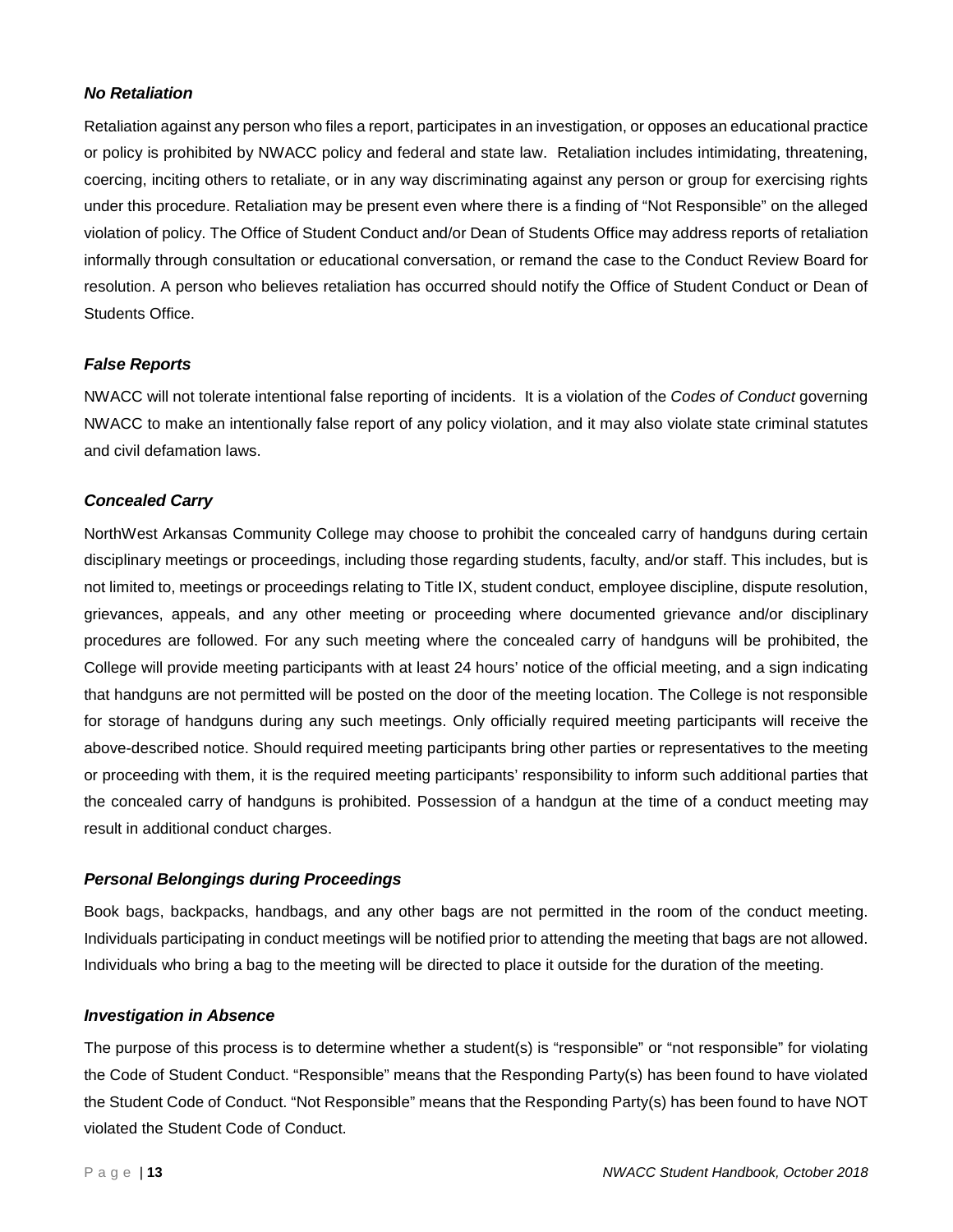### *No Retaliation*

Retaliation against any person who files a report, participates in an investigation, or opposes an educational practice or policy is prohibited by NWACC policy and federal and state law. Retaliation includes intimidating, threatening, coercing, inciting others to retaliate, or in any way discriminating against any person or group for exercising rights under this procedure. Retaliation may be present even where there is a finding of "Not Responsible" on the alleged violation of policy. The Office of Student Conduct and/or Dean of Students Office may address reports of retaliation informally through consultation or educational conversation, or remand the case to the Conduct Review Board for resolution. A person who believes retaliation has occurred should notify the Office of Student Conduct or Dean of Students Office.

### *False Reports*

NWACC will not tolerate intentional false reporting of incidents. It is a violation of the *Codes of Conduct* governing NWACC to make an intentionally false report of any policy violation, and it may also violate state criminal statutes and civil defamation laws.

### *Concealed Carry*

NorthWest Arkansas Community College may choose to prohibit the concealed carry of handguns during certain disciplinary meetings or proceedings, including those regarding students, faculty, and/or staff. This includes, but is not limited to, meetings or proceedings relating to Title IX, student conduct, employee discipline, dispute resolution, grievances, appeals, and any other meeting or proceeding where documented grievance and/or disciplinary procedures are followed. For any such meeting where the concealed carry of handguns will be prohibited, the College will provide meeting participants with at least 24 hours' notice of the official meeting, and a sign indicating that handguns are not permitted will be posted on the door of the meeting location. The College is not responsible for storage of handguns during any such meetings. Only officially required meeting participants will receive the above-described notice. Should required meeting participants bring other parties or representatives to the meeting or proceeding with them, it is the required meeting participants' responsibility to inform such additional parties that the concealed carry of handguns is prohibited. Possession of a handgun at the time of a conduct meeting may result in additional conduct charges.

### *Personal Belongings during Proceedings*

Book bags, backpacks, handbags, and any other bags are not permitted in the room of the conduct meeting. Individuals participating in conduct meetings will be notified prior to attending the meeting that bags are not allowed. Individuals who bring a bag to the meeting will be directed to place it outside for the duration of the meeting.

### *Investigation in Absence*

The purpose of this process is to determine whether a student(s) is "responsible" or "not responsible" for violating the Code of Student Conduct. "Responsible" means that the Responding Party(s) has been found to have violated the Student Code of Conduct. "Not Responsible" means that the Responding Party(s) has been found to have NOT violated the Student Code of Conduct.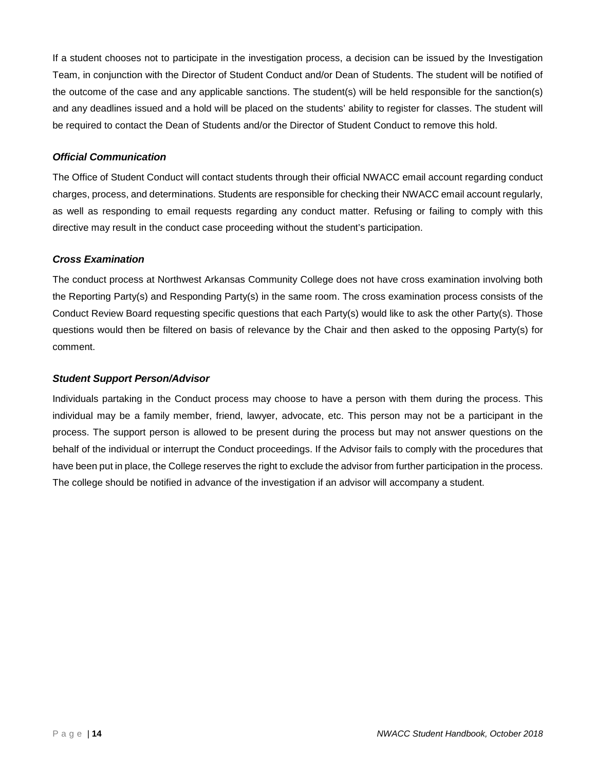If a student chooses not to participate in the investigation process, a decision can be issued by the Investigation Team, in conjunction with the Director of Student Conduct and/or Dean of Students. The student will be notified of the outcome of the case and any applicable sanctions. The student(s) will be held responsible for the sanction(s) and any deadlines issued and a hold will be placed on the students' ability to register for classes. The student will be required to contact the Dean of Students and/or the Director of Student Conduct to remove this hold.

### *Official Communication*

The Office of Student Conduct will contact students through their official NWACC email account regarding conduct charges, process, and determinations. Students are responsible for checking their NWACC email account regularly, as well as responding to email requests regarding any conduct matter. Refusing or failing to comply with this directive may result in the conduct case proceeding without the student's participation.

### *Cross Examination*

The conduct process at Northwest Arkansas Community College does not have cross examination involving both the Reporting Party(s) and Responding Party(s) in the same room. The cross examination process consists of the Conduct Review Board requesting specific questions that each Party(s) would like to ask the other Party(s). Those questions would then be filtered on basis of relevance by the Chair and then asked to the opposing Party(s) for comment.

### *Student Support Person/Advisor*

Individuals partaking in the Conduct process may choose to have a person with them during the process. This individual may be a family member, friend, lawyer, advocate, etc. This person may not be a participant in the process. The support person is allowed to be present during the process but may not answer questions on the behalf of the individual or interrupt the Conduct proceedings. If the Advisor fails to comply with the procedures that have been put in place, the College reserves the right to exclude the advisor from further participation in the process. The college should be notified in advance of the investigation if an advisor will accompany a student.